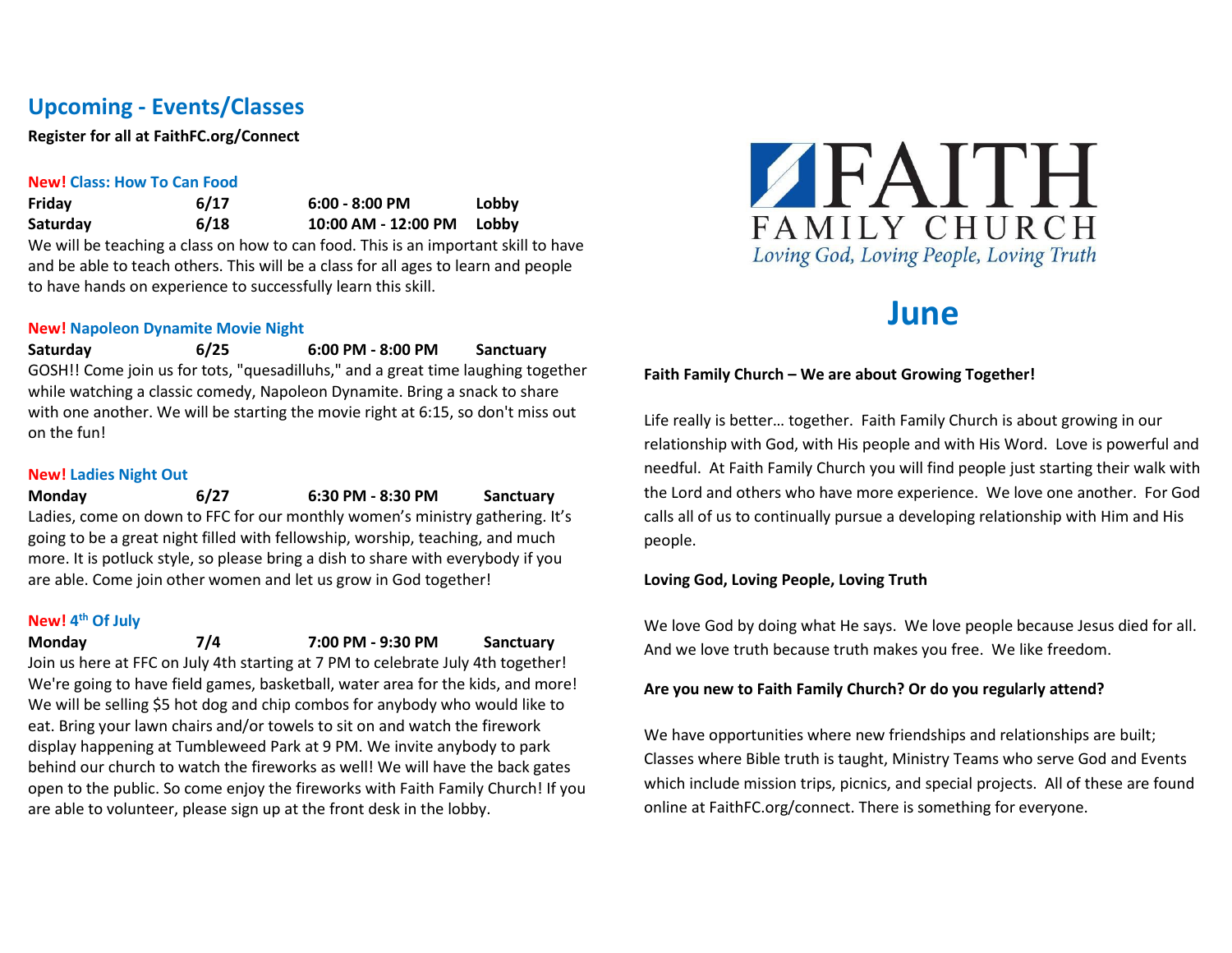## Upcoming - Events/Classes

**Register for all at FaithFC.org/Connect**

### New! Class: How To Can Food

| | | | |
|---|---|---|---|
| **Friday** | **6/17** | **6:00 - 8:00 PM** | **Lobby** |
| **Saturday** | **6/18** | **10:00 AM - 12:00 PM** | **Lobby** |

We will be teaching a class on how to can food. This is an important skill to have and be able to teach others. This will be a class for all ages to learn and people to have hands on experience to successfully learn this skill.

### New! Napoleon Dynamite Movie Night

| | | | |
|---|---|---|---|
| **Saturday** | **6/25** | **6:00 PM - 8:00 PM** | **Sanctuary** |

GOSH!! Come join us for tots, "quesadilluhs," and a great time laughing together while watching a classic comedy, Napoleon Dynamite. Bring a snack to share with one another. We will be starting the movie right at 6:15, so don't miss out on the fun!

### New! Ladies Night Out

| | | | |
|---|---|---|---|
| **Monday** | **6/27** | **6:30 PM - 8:30 PM** | **Sanctuary** |

Ladies, come on down to FFC for our monthly women's ministry gathering. It's going to be a great night filled with fellowship, worship, teaching, and much more. It is potluck style, so please bring a dish to share with everybody if you are able. Come join other women and let us grow in God together!

### New! 4th Of July

| | | | |
|---|---|---|---|
| **Monday** | **7/4** | **7:00 PM - 9:30 PM** | **Sanctuary** |

Join us here at FFC on July 4th starting at 7 PM to celebrate July 4th together! We're going to have field games, basketball, water area for the kids, and more! We will be selling $5 hot dog and chip combos for anybody who would like to eat. Bring your lawn chairs and/or towels to sit on and watch the firework display happening at Tumbleweed Park at 9 PM. We invite anybody to park behind our church to watch the fireworks as well! We will have the back gates open to the public. So come enjoy the fireworks with Faith Family Church! If you are able to volunteer, please sign up at the front desk in the lobby.

# FAITH FAMILY CHURCH

*Loving God, Loving People, Loving Truth*

## June

**Faith Family Church – We are about Growing Together!**

Life really is better… together. Faith Family Church is about growing in our relationship with God, with His people and with His Word. Love is powerful and needful. At Faith Family Church you will find people just starting their walk with the Lord and others who have more experience. We love one another. For God calls all of us to continually pursue a developing relationship with Him and His people.

**Loving God, Loving People, Loving Truth**

We love God by doing what He says. We love people because Jesus died for all. And we love truth because truth makes you free. We like freedom.

**Are you new to Faith Family Church? Or do you regularly attend?**

We have opportunities where new friendships and relationships are built; Classes where Bible truth is taught, Ministry Teams who serve God and Events which include mission trips, picnics, and special projects. All of these are found online at FaithFC.org/connect. There is something for everyone.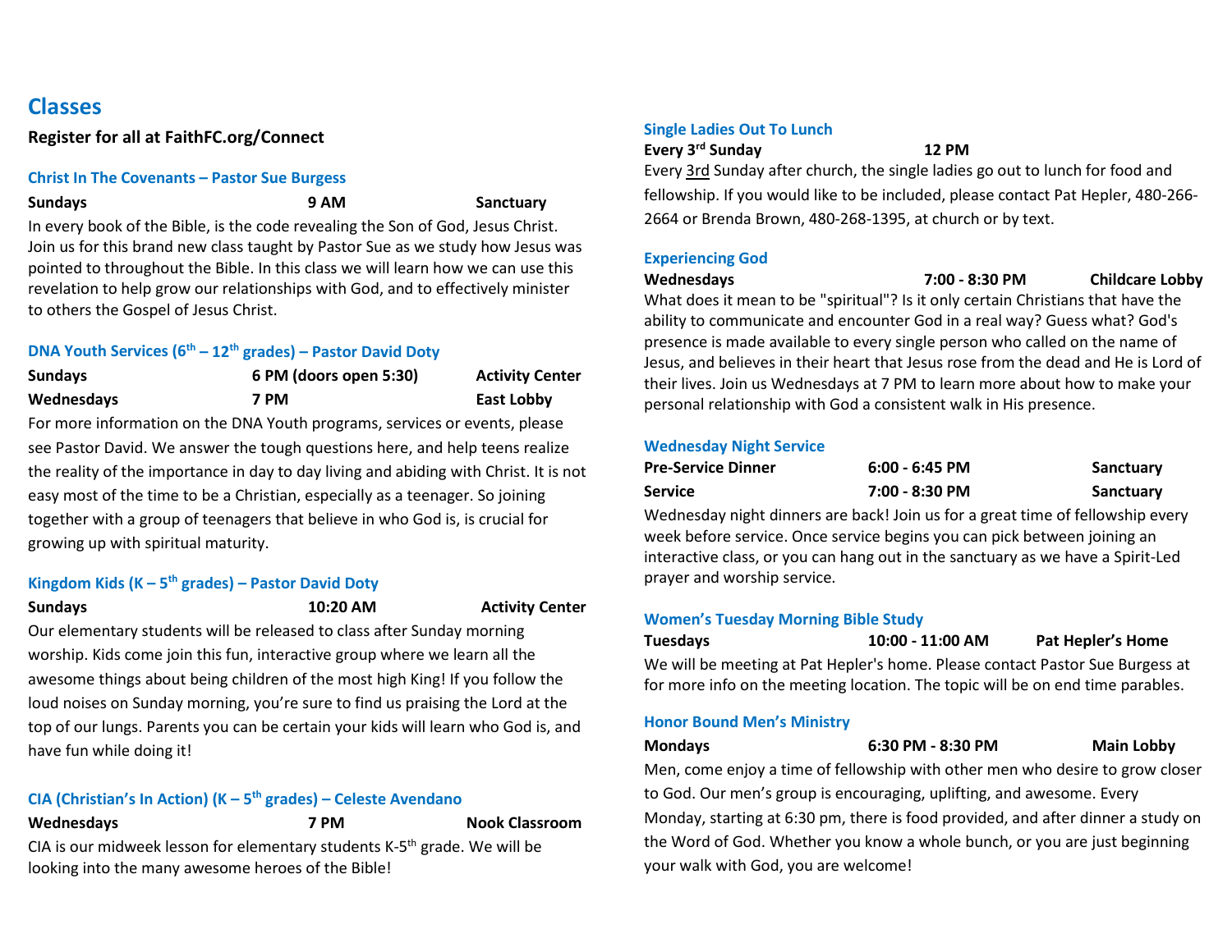# Classes

**Register for all at FaithFC.org/Connect**

### Christ In The Covenants – Pastor Sue Burgess

**Sundays** **9 AM** **Sanctuary**

In every book of the Bible, is the code revealing the Son of God, Jesus Christ. Join us for this brand new class taught by Pastor Sue as we study how Jesus was pointed to throughout the Bible. In this class we will learn how we can use this revelation to help grow our relationships with God, and to effectively minister to others the Gospel of Jesus Christ.

### DNA Youth Services (6th – 12th grades) – Pastor David Doty

| | | |
|---|---|---|
| **Sundays** | **6 PM (doors open 5:30)** | **Activity Center** |
| **Wednesdays** | **7 PM** | **East Lobby** |

For more information on the DNA Youth programs, services or events, please see Pastor David. We answer the tough questions here, and help teens realize the reality of the importance in day to day living and abiding with Christ. It is not easy most of the time to be a Christian, especially as a teenager. So joining together with a group of teenagers that believe in who God is, is crucial for growing up with spiritual maturity.

### Kingdom Kids (K – 5th grades) – Pastor David Doty

**Sundays** **10:20 AM** **Activity Center**

Our elementary students will be released to class after Sunday morning worship. Kids come join this fun, interactive group where we learn all the awesome things about being children of the most high King! If you follow the loud noises on Sunday morning, you're sure to find us praising the Lord at the top of our lungs. Parents you can be certain your kids will learn who God is, and have fun while doing it!

### CIA (Christian's In Action) (K – 5th grades) – Celeste Avendano

**Wednesdays** **7 PM** **Nook Classroom**

CIA is our midweek lesson for elementary students K-5th grade. We will be looking into the many awesome heroes of the Bible!

### Single Ladies Out To Lunch

**Every 3rd Sunday** **12 PM**

Every 3rd Sunday after church, the single ladies go out to lunch for food and fellowship. If you would like to be included, please contact Pat Hepler, 480-266-2664 or Brenda Brown, 480-268-1395, at church or by text.

### Experiencing God

**Wednesdays** **7:00 - 8:30 PM** **Childcare Lobby**

What does it mean to be "spiritual"? Is it only certain Christians that have the ability to communicate and encounter God in a real way? Guess what? God's presence is made available to every single person who called on the name of Jesus, and believes in their heart that Jesus rose from the dead and He is Lord of their lives. Join us Wednesdays at 7 PM to learn more about how to make your personal relationship with God a consistent walk in His presence.

### Wednesday Night Service

| | | |
|---|---|---|
| **Pre-Service Dinner** | **6:00 - 6:45 PM** | **Sanctuary** |
| **Service** | **7:00 - 8:30 PM** | **Sanctuary** |

Wednesday night dinners are back! Join us for a great time of fellowship every week before service. Once service begins you can pick between joining an interactive class, or you can hang out in the sanctuary as we have a Spirit-Led prayer and worship service.

### Women's Tuesday Morning Bible Study

**Tuesdays** **10:00 - 11:00 AM** **Pat Hepler's Home**

We will be meeting at Pat Hepler's home. Please contact Pastor Sue Burgess at for more info on the meeting location. The topic will be on end time parables.

### Honor Bound Men's Ministry

**Mondays** **6:30 PM - 8:30 PM** **Main Lobby**

Men, come enjoy a time of fellowship with other men who desire to grow closer to God. Our men's group is encouraging, uplifting, and awesome. Every Monday, starting at 6:30 pm, there is food provided, and after dinner a study on the Word of God. Whether you know a whole bunch, or you are just beginning your walk with God, you are welcome!